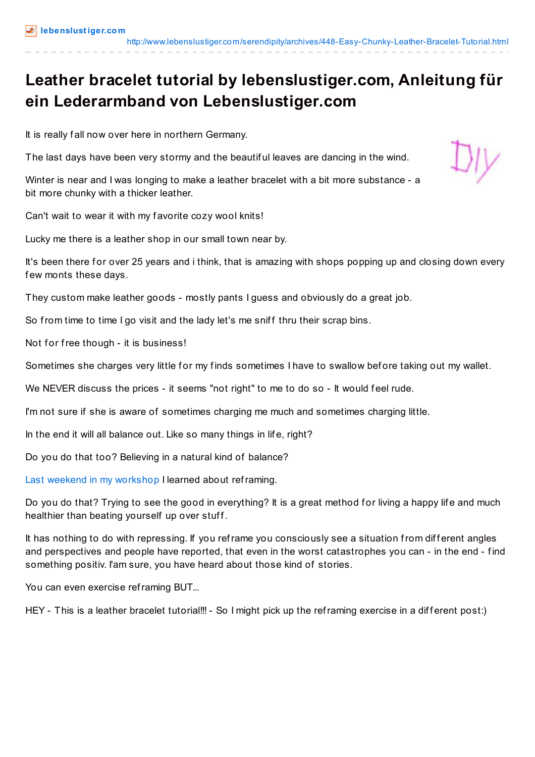# Leather bracelet tutorial by lebenslustiger.com, Anleitung für ein Lederarmband von Lebenslustiger.com

It is really fall now over here in northern Germany.

The last days have been very stormy and the beautiful leaves are dancing in the wind.

Winter is near and I was longing to make a leather bracelet with a bit more substance - a bit more chunky with a thicker leather.

Can't wait to wear it with my favorite cozy wool knits!

Lucky me there is a leather shop in our small town near by.

It's been there for over 25 years and i think, that is amazing with shops popping up and closing down every few monts these days.

They custom make leather goods - mostly pants I guess and obviously do a great job.

So from time to time I go visit and the lady let's me sniff thru their scrap bins.

Not for free though - it is business!

Sometimes she charges very little for my finds sometimes I have to swallow before taking out my wallet.

We NEVER discuss the prices - it seems "not right" to me to do so - It would feel rude.

I'm not sure if she is aware of sometimes charging me much and sometimes charging little.

In the end it will all balance out. Like so many things in life, right?

Do you do that too? Believing in a natural kind of balance?

Last weekend in my workshop I learned about reframing.

Do you do that? Trying to see the good in everything? It is a great method for living a happy life and much healthier than beating yourself up over stuff.

It has nothing to do with repressing. If you reframe you consciously see a situation from different angles and perspectives and people have reported, that even in the worst catastrophes you can - in the end - find something positiv. I'am sure, you have heard about those kind of stories.

You can even exercise reframing BUT...

HEY - This is a leather bracelet tutorial!!! - So I might pick up the reframing exercise in a different post:)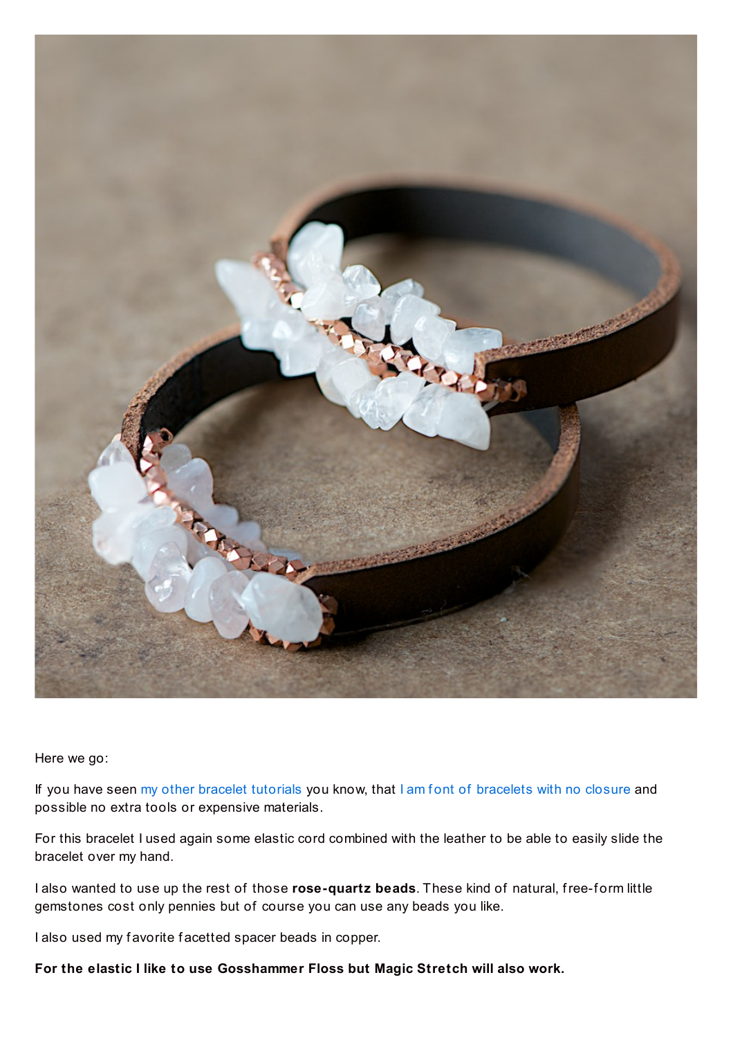Here we go:

If you have seen my other bracelet tutorials you know, that I am font of bracelets with no closure and possible no extra tools or expensive materials.

For this bracelet I used again some elastic cord combined with the leather to be able to easily slide the bracelet over my hand.

I also wanted to use up the rest of those **rose-quartz beads**. These kind of natural, free-form little gemstones cost only pennies but of course you can use any beads you like.

I also used my favorite facetted spacer beads in copper.

**For the elastic I like to use Gosshammer Floss but Magic Stretch will also work.**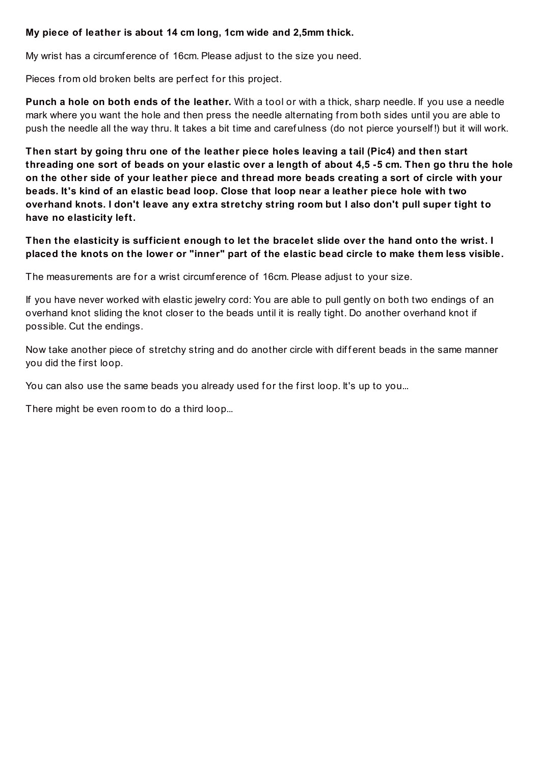**My piece of leather is about 14 cm long, 1cm wide and 2,5mm thick.**

My wrist has a circumference of 16cm. Please adjust to the size you need.

Pieces from old broken belts are perfect for this project.

**Punch a hole on both ends of the leather.** With a tool or with a thick, sharp needle. If you use a needle mark where you want the hole and then press the needle alternating from both sides until you are able to push the needle all the way thru. It takes a bit time and carefulness (do not pierce yourself!) but it will work.

**Then start by going thru one of the leather piece holes leaving a tail (Pic4) and then start threading one sort of beads on your elastic over a length of about 4,5 -5 cm. Then go thru the hole on the other side of your leather piece and thread more beads creating a sort of circle with your beads. It's kind of an elastic bead loop. Close that loop near a leather piece hole with two overhand knots. I don't leave any extra stretchy string room but I also don't pull super tight to have no elasticity left.**

**Then the elasticity is sufficient enough to let the bracelet slide over the hand onto the wrist. I placed the knots on the lower or "inner" part of the elastic bead circle to make them less visible.**

The measurements are for a wrist circumference of 16cm. Please adjust to your size.

If you have never worked with elastic jewelry cord: You are able to pull gently on both two endings of an overhand knot sliding the knot closer to the beads until it is really tight. Do another overhand knot if possible. Cut the endings.

Now take another piece of stretchy string and do another circle with different beads in the same manner you did the first loop.

You can also use the same beads you already used for the first loop. It's up to you...

There might be even room to do a third loop...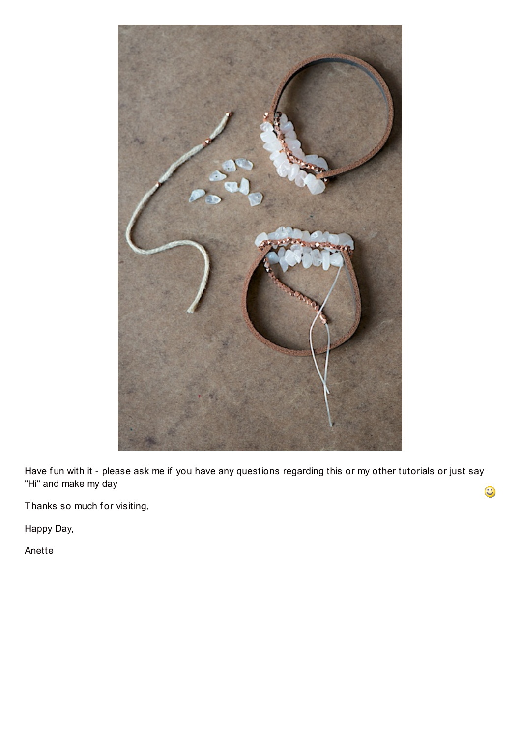Have fun with it - please ask me if you have any questions regarding this or my other tutorials or just say "Hi" and make my day

Thanks so much for visiting,

Happy Day,

Anette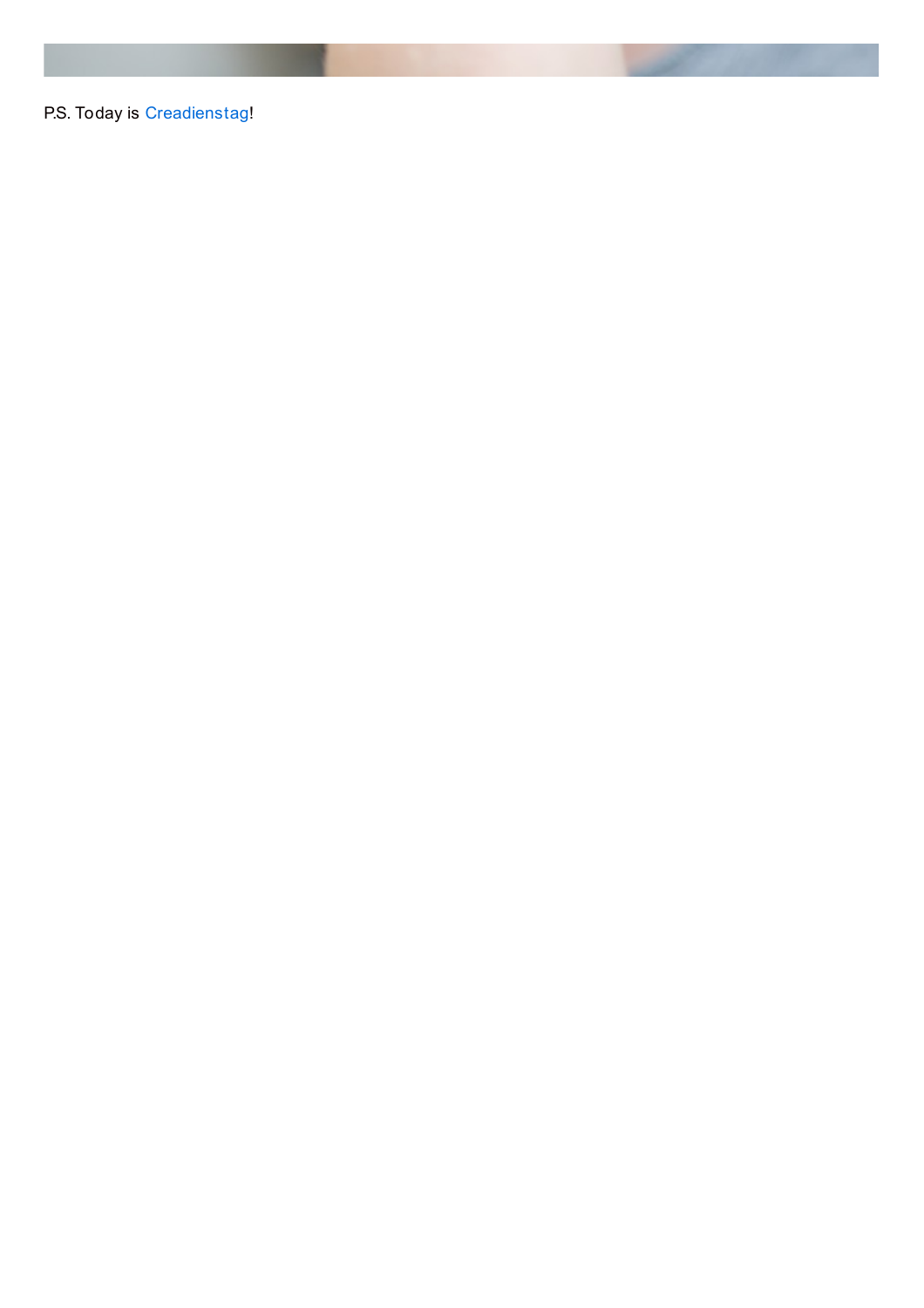P.S. Today is Creadienstag!